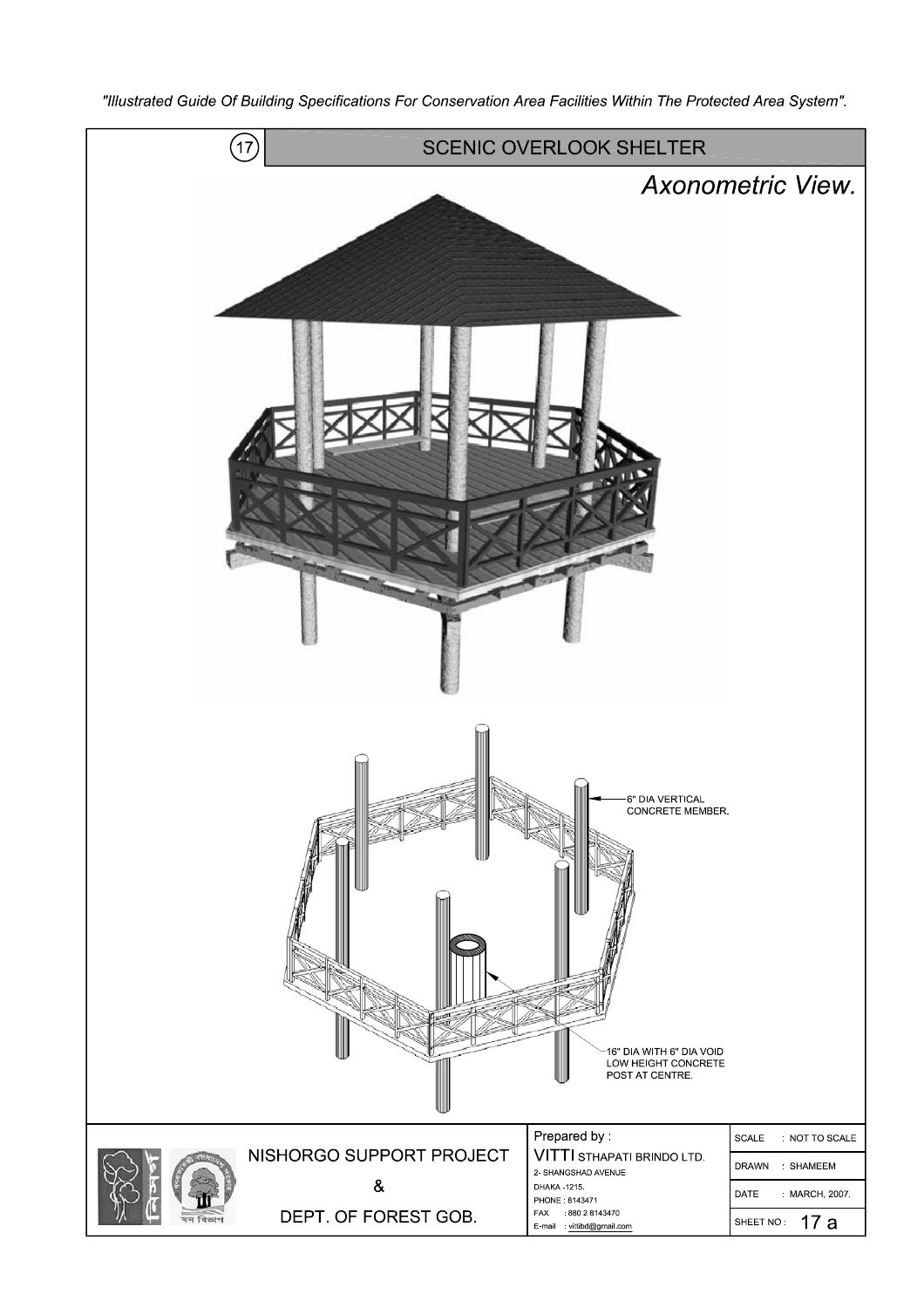"Illustrated Guide Of Building Specifications For Conservation Area Facilities Within The Protected Area System".

# 17 SCENIC OVERLOOK SHELTER

## Axonometric View.

6" DIA VERTICAL CONCRETE MEMBER.

16" DIA WITH 6" DIA VOID LOW HEIGHT CONCRETE POST AT CENTRE.

NISHORGO SUPPORT PROJECT
&
DEPT. OF FOREST GOB.

Prepared by :
VITTI STHAPATI BRINDO LTD.
2- SHANGSHAD AVENUE
DHAKA -1215.
PHONE : 8143471
FAX : 880 2 8143470
E-mail : vitlibd@gmail.com

| | |
|---|---|
| SCALE | : NOT TO SCALE |
| DRAWN | : SHAMEEM |
| DATE | : MARCH, 2007. |
| SHEET NO : | 17 a |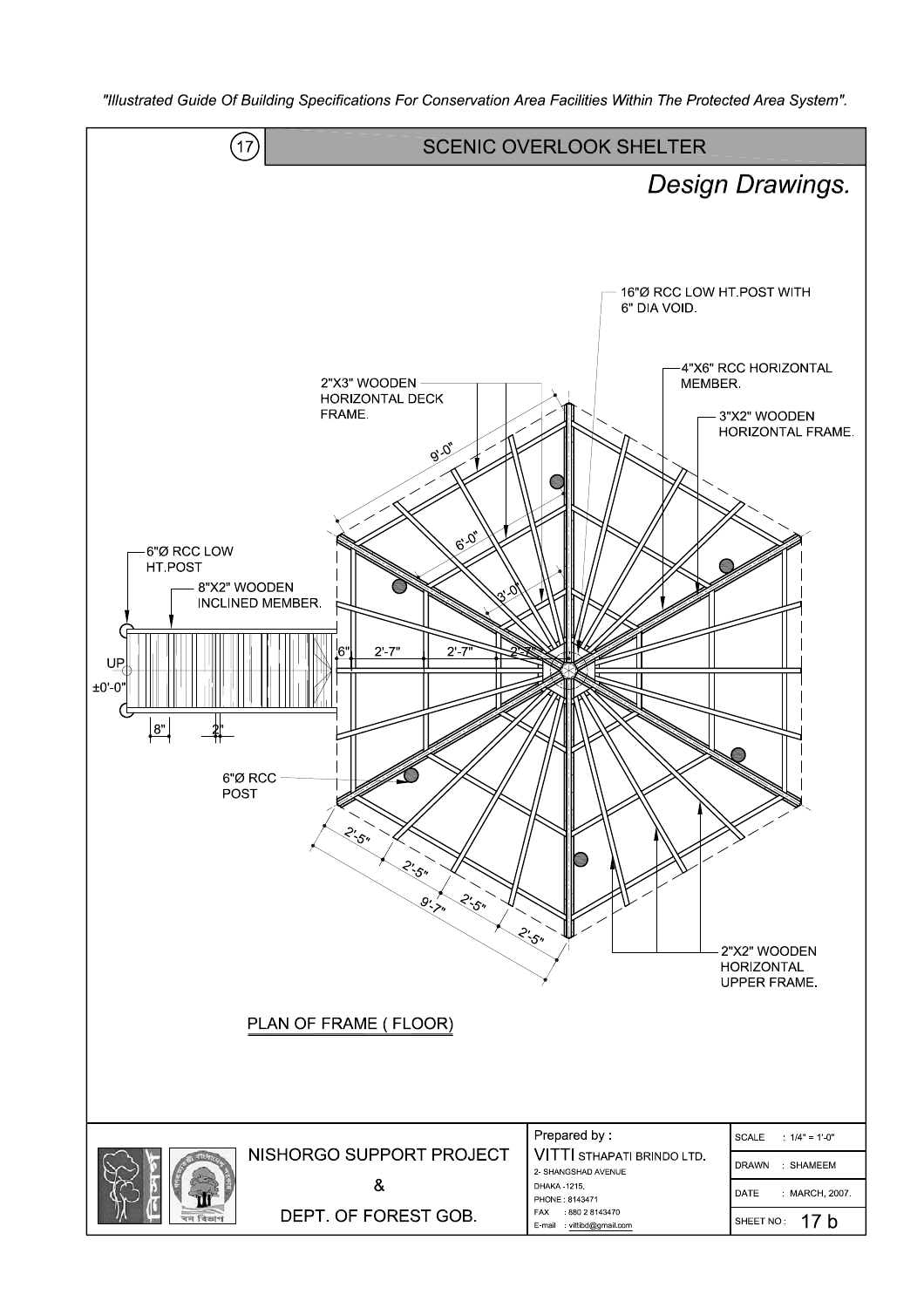"Illustrated Guide Of Building Specifications For Conservation Area Facilities Within The Protected Area System".

## 17 SCENIC OVERLOOK SHELTER

*Design Drawings.*

16"Ø RCC LOW HT.POST WITH 6" DIA VOID.

4"X6" RCC HORIZONTAL MEMBER.

3"X2" WOODEN HORIZONTAL FRAME.

2"X3" WOODEN HORIZONTAL DECK FRAME.

9'-0"

6'-0"

3'-0"

6"Ø RCC LOW HT.POST

8"X2" WOODEN INCLINED MEMBER.

UP

±0'-0"

6"

2'-7"

2'-7"

2'-7"

8"

2"

6"Ø RCC POST

2'-5"

2'-5"

2'-5"

2'-5"

9'-7"

2"X2" WOODEN HORIZONTAL UPPER FRAME.

PLAN OF FRAME ( FLOOR)

NISHORGO SUPPORT PROJECT & DEPT. OF FOREST GOB.

Prepared by : VITTI STHAPATI BRINDO LTD. 2- SHANGSHAD AVENUE DHAKA -1215. PHONE : 8143471 FAX : 880 2 8143470 E-mail : vittibd@gmail.com

| | |
|---|---|
| SCALE | : 1/4" = 1'-0" |
| DRAWN | : SHAMEEM |
| DATE | : MARCH, 2007. |
| SHEET NO : | 17 b |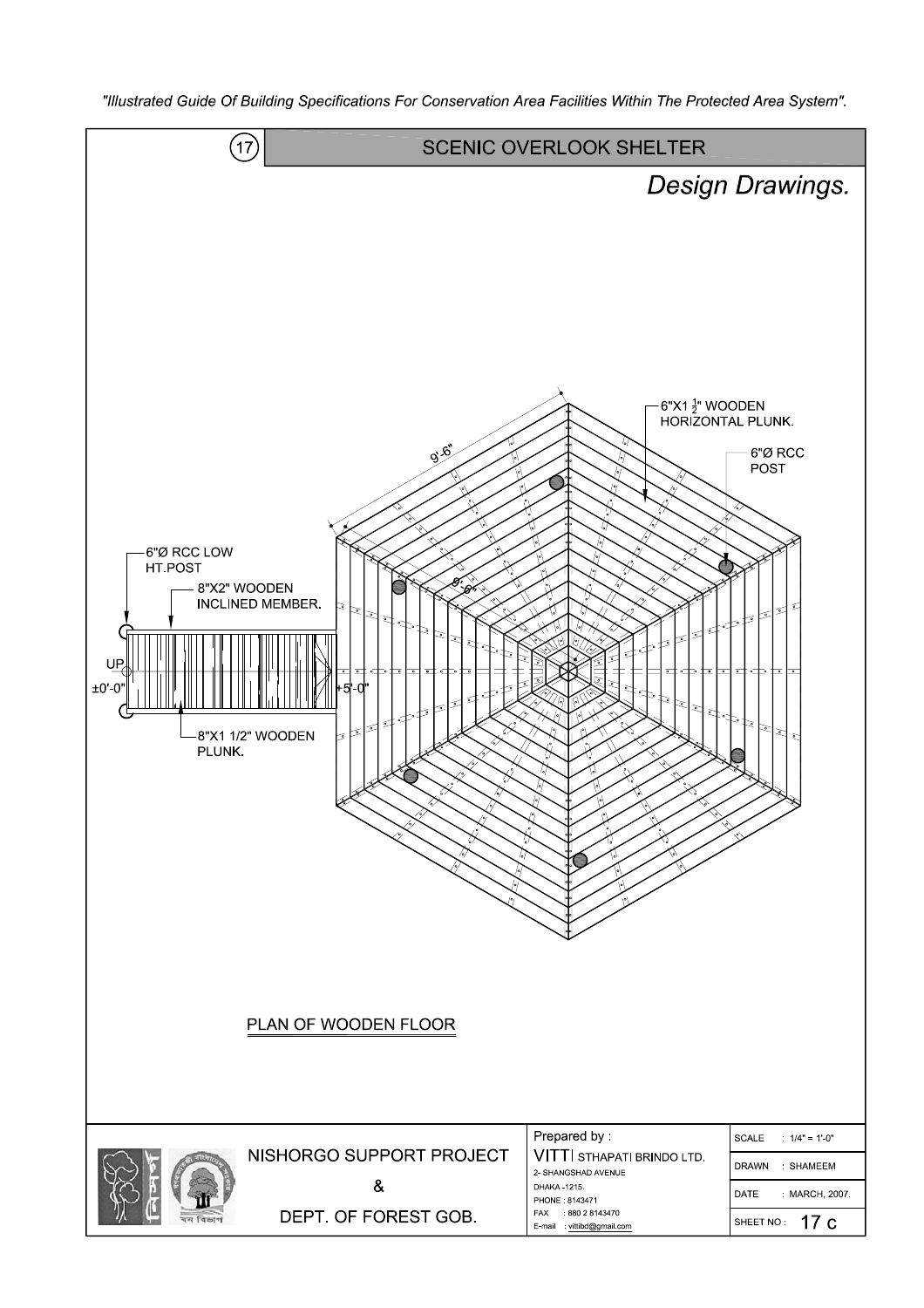## SCENIC OVERLOOK SHELTER

*Design Drawings.*

9'-6"

9'-6"

6"X1 $\frac{1}{2}$" WOODEN HORIZONTAL PLUNK.

6"Ø RCC POST

6"Ø RCC LOW HT.POST

8"X2" WOODEN INCLINED MEMBER.

UP

±0'-0"

+5'-0"

8"X1 1/2" WOODEN PLUNK.

PLAN OF WOODEN FLOOR

NISHORGO SUPPORT PROJECT

&

DEPT. OF FOREST GOB.

Prepared by :

VITTI STHAPATI BRINDO LTD.
2- SHANGSHAD AVENUE
DHAKA -1215.
PHONE : 8143471
FAX : 880 2 8143470
E-mail : vittibd@gmail.com

| | |
|---|---|
| SCALE | : 1/4" = 1'-0" |
| DRAWN | : SHAMEEM |
| DATE | : MARCH, 2007. |
| SHEET NO : | 17 c |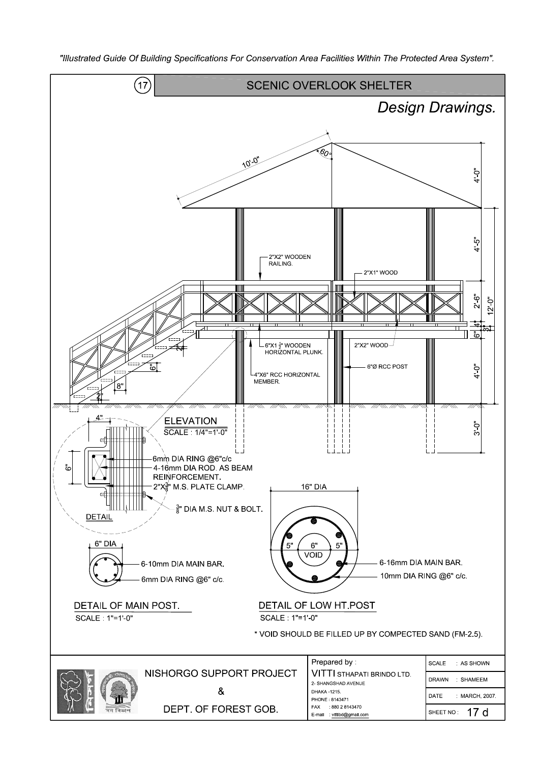"Illustrated Guide Of Building Specifications For Conservation Area Facilities Within The Protected Area System".

# 17 SCENIC OVERLOOK SHELTER

## Design Drawings.

10'-0"

60°

4'-0"

4'-5"

2"X2" WOODEN RAILING.

2"X1" WOOD

2'-6"

12'-0"

4"

3"

6"

6"X1 ½" WOODEN HORIZONTAL PLUNK.

2"X2" WOOD

6"Ø RCC POST

4"X6" RCC HORIZONTAL MEMBER.

4'-0"

6"

8"

2"

3'-0"

ELEVATION
SCALE : 1/4"=1'-0"

4"

6"

6mm DIA RING @6"c/c

4-16mm DIA ROD. AS BEAM REINFORCEMENT.

2"X⅜" M.S. PLATE CLAMP.

⅜" DIA M.S. NUT & BOLT.

DETAIL

6" DIA

6-10mm DIA MAIN BAR.

6mm DIA RING @6" c/c.

DETAIL OF MAIN POST.
SCALE : 1"=1'-0"

16" DIA

5"

6"

5"

VOID

6-16mm DIA MAIN BAR.

10mm DIA RING @6" c/c.

DETAIL OF LOW HT.POST
SCALE : 1"=1'-0"

\* VOID SHOULD BE FILLED UP BY COMPECTED SAND (FM-2.5).

NISHORGO SUPPORT PROJECT
&
DEPT. OF FOREST GOB.

Prepared by :
VITTI STHAPATI BRINDO LTD.
2- SHANGSHAD AVENUE
DHAKA -1215.
PHONE : 8143471
FAX : 880 2 8143470
E-mail : vittibd@gmail.com

| | |
|---|---|
| SCALE | : AS SHOWN |
| DRAWN | : SHAMEEM |
| DATE | : MARCH, 2007. |
| SHEET NO : | 17 d |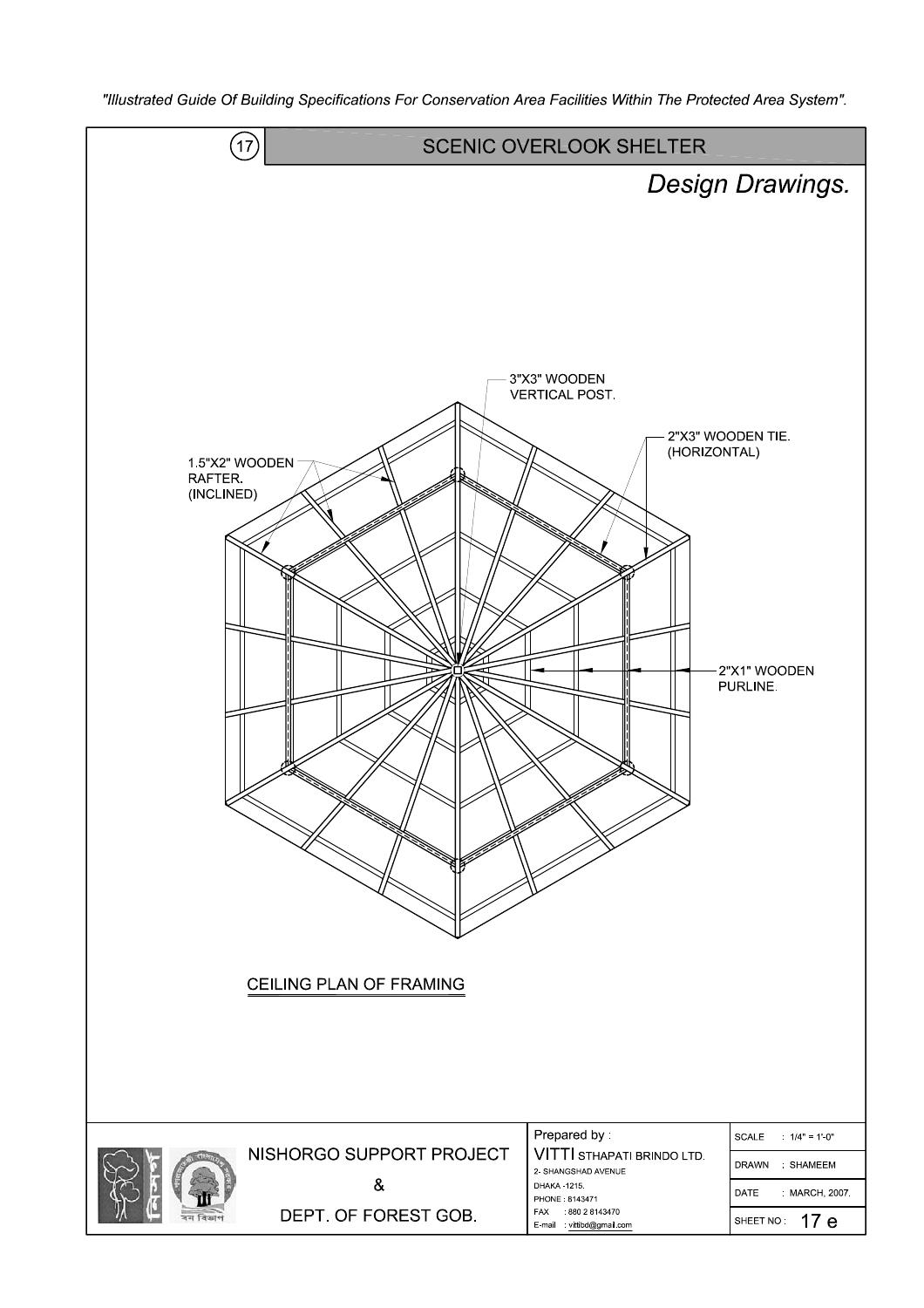"Illustrated Guide Of Building Specifications For Conservation Area Facilities Within The Protected Area System".

# (17) SCENIC OVERLOOK SHELTER

## *Design Drawings.*

3"X3" WOODEN VERTICAL POST.

2"X3" WOODEN TIE. (HORIZONTAL)

1.5"X2" WOODEN RAFTER. (INCLINED)

2"X1" WOODEN PURLINE.

CEILING PLAN OF FRAMING

NISHORGO SUPPORT PROJECT

&

DEPT. OF FOREST GOB.

Prepared by :
VITTI STHAPATI BRINDO LTD.
2- SHANGSHAD AVENUE
DHAKA -1215.
PHONE : 8143471
FAX : 880 2 8143470
E-mail : vittibd@gmail.com

| | |
|---|---|
| SCALE | : 1/4" = 1'-0" |
| DRAWN | : SHAMEEM |
| DATE | : MARCH, 2007. |
| SHEET NO : | 17 e |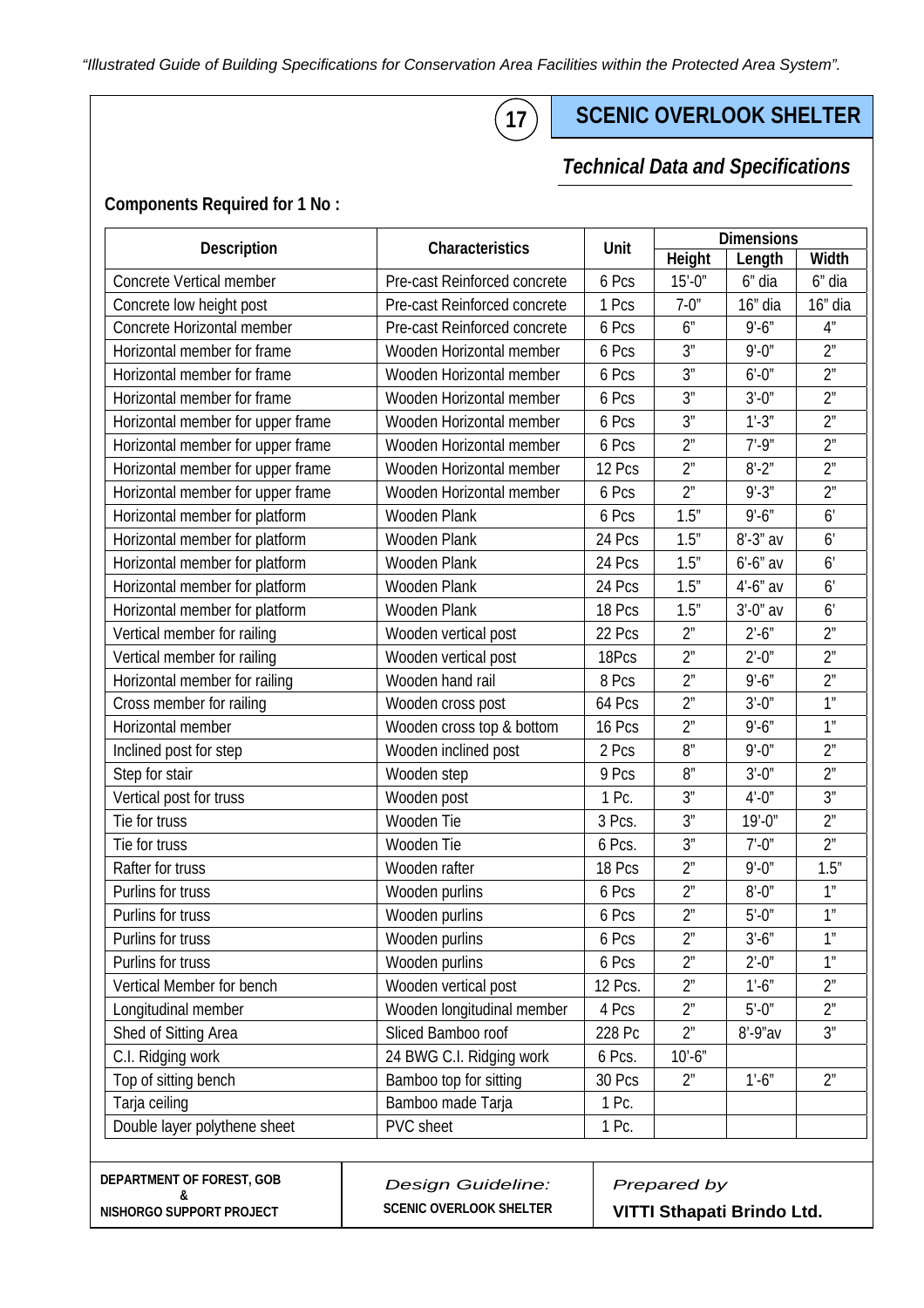## 17 SCENIC OVERLOOK SHELTER

### *Technical Data and Specifications*

**Components Required for 1 No :**

| Description | Characteristics | Unit | Dimensions | | |
|---|---|---|---|---|---|
| | | | Height | Length | Width |
| Concrete Vertical member | Pre-cast Reinforced concrete | 6 Pcs | 15'-0" | 6" dia | 6" dia |
| Concrete low height post | Pre-cast Reinforced concrete | 1 Pcs | 7-0" | 16" dia | 16" dia |
| Concrete Horizontal member | Pre-cast Reinforced concrete | 6 Pcs | 6" | 9'-6" | 4" |
| Horizontal member for frame | Wooden Horizontal member | 6 Pcs | 3" | 9'-0" | 2" |
| Horizontal member for frame | Wooden Horizontal member | 6 Pcs | 3" | 6'-0" | 2" |
| Horizontal member for frame | Wooden Horizontal member | 6 Pcs | 3" | 3'-0" | 2" |
| Horizontal member for upper frame | Wooden Horizontal member | 6 Pcs | 3" | 1'-3" | 2" |
| Horizontal member for upper frame | Wooden Horizontal member | 6 Pcs | 2" | 7'-9" | 2" |
| Horizontal member for upper frame | Wooden Horizontal member | 12 Pcs | 2" | 8'-2" | 2" |
| Horizontal member for upper frame | Wooden Horizontal member | 6 Pcs | 2" | 9'-3" | 2" |
| Horizontal member for platform | Wooden Plank | 6 Pcs | 1.5" | 9'-6" | 6' |
| Horizontal member for platform | Wooden Plank | 24 Pcs | 1.5" | 8'-3" av | 6' |
| Horizontal member for platform | Wooden Plank | 24 Pcs | 1.5" | 6'-6" av | 6' |
| Horizontal member for platform | Wooden Plank | 24 Pcs | 1.5" | 4'-6" av | 6' |
| Horizontal member for platform | Wooden Plank | 18 Pcs | 1.5" | 3'-0" av | 6' |
| Vertical member for railing | Wooden vertical post | 22 Pcs | 2" | 2'-6" | 2" |
| Vertical member for railing | Wooden vertical post | 18Pcs | 2" | 2'-0" | 2" |
| Horizontal member for railing | Wooden hand rail | 8 Pcs | 2" | 9'-6" | 2" |
| Cross member for railing | Wooden cross post | 64 Pcs | 2" | 3'-0" | 1" |
| Horizontal member | Wooden cross top & bottom | 16 Pcs | 2" | 9'-6" | 1" |
| Inclined post for step | Wooden inclined post | 2 Pcs | 8" | 9'-0" | 2" |
| Step for stair | Wooden step | 9 Pcs | 8" | 3'-0" | 2" |
| Vertical post for truss | Wooden post | 1 Pc. | 3" | 4'-0" | 3" |
| Tie for truss | Wooden Tie | 3 Pcs. | 3" | 19'-0" | 2" |
| Tie for truss | Wooden Tie | 6 Pcs. | 3" | 7'-0" | 2" |
| Rafter for truss | Wooden rafter | 18 Pcs | 2" | 9'-0" | 1.5" |
| Purlins for truss | Wooden purlins | 6 Pcs | 2" | 8'-0" | 1" |
| Purlins for truss | Wooden purlins | 6 Pcs | 2" | 5'-0" | 1" |
| Purlins for truss | Wooden purlins | 6 Pcs | 2" | 3'-6" | 1" |
| Purlins for truss | Wooden purlins | 6 Pcs | 2" | 2'-0" | 1" |
| Vertical Member for bench | Wooden vertical post | 12 Pcs. | 2" | 1'-6" | 2" |
| Longitudinal member | Wooden longitudinal member | 4 Pcs | 2" | 5'-0" | 2" |
| Shed of Sitting Area | Sliced Bamboo roof | 228 Pc | 2" | 8'-9"av | 3" |
| C.I. Ridging work | 24 BWG C.I. Ridging work | 6 Pcs. | 10'-6" | | |
| Top of sitting bench | Bamboo top for sitting | 30 Pcs | 2" | 1'-6" | 2" |
| Tarja ceiling | Bamboo made Tarja | 1 Pc. | | | |
| Double layer polythene sheet | PVC sheet | 1 Pc. | | | |

**DEPARTMENT OF FOREST, GOB & NISHORGO SUPPORT PROJECT** | *Design Guideline:* **SCENIC OVERLOOK SHELTER** | *Prepared by* **VITTI Sthapati Brindo Ltd.**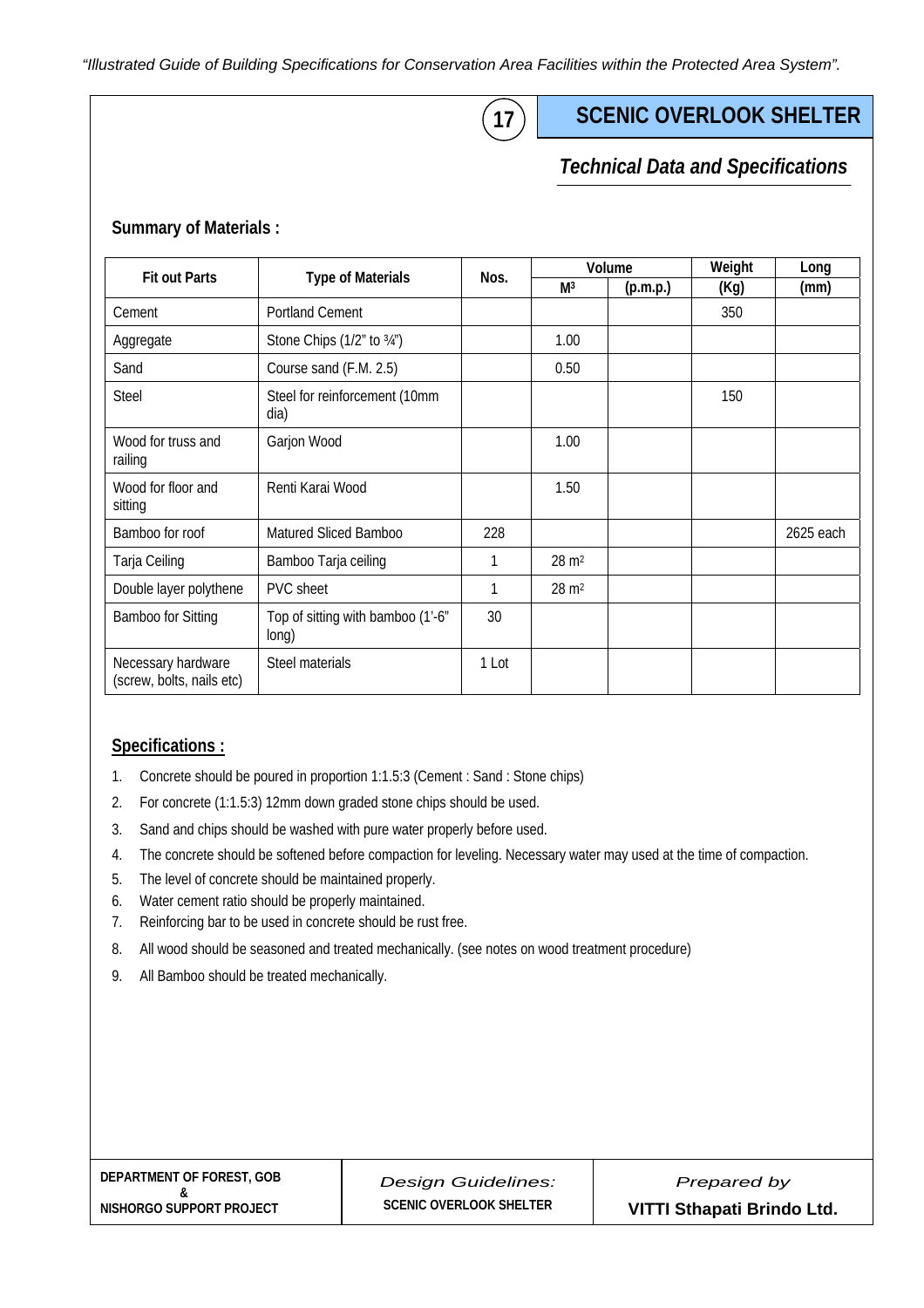## 17 SCENIC OVERLOOK SHELTER

### *Technical Data and Specifications*

**Summary of Materials :**

| Fit out Parts | Type of Materials | Nos. | Volume | | Weight | Long |
|---|---|---|---|---|---|---|
| | | | M³ | (p.m.p.) | (Kg) | (mm) |
| Cement | Portland Cement | | | | 350 | |
| Aggregate | Stone Chips (1/2" to ¾") | | 1.00 | | | |
| Sand | Course sand (F.M. 2.5) | | 0.50 | | | |
| Steel | Steel for reinforcement (10mm dia) | | | | 150 | |
| Wood for truss and railing | Garjon Wood | | 1.00 | | | |
| Wood for floor and sitting | Renti Karai Wood | | 1.50 | | | |
| Bamboo for roof | Matured Sliced Bamboo | 228 | | | | 2625 each |
| Tarja Ceiling | Bamboo Tarja ceiling | 1 | 28 m² | | | |
| Double layer polythene | PVC sheet | 1 | 28 m² | | | |
| Bamboo for Sitting | Top of sitting with bamboo (1'-6" long) | 30 | | | | |
| Necessary hardware (screw, bolts, nails etc) | Steel materials | 1 Lot | | | | |

**Specifications :**

1. Concrete should be poured in proportion 1:1.5:3 (Cement : Sand : Stone chips)
2. For concrete (1:1.5:3) 12mm down graded stone chips should be used.
3. Sand and chips should be washed with pure water properly before used.
4. The concrete should be softened before compaction for leveling. Necessary water may used at the time of compaction.
5. The level of concrete should be maintained properly.
6. Water cement ratio should be properly maintained.
7. Reinforcing bar to be used in concrete should be rust free.
8. All wood should be seasoned and treated mechanically. (see notes on wood treatment procedure)
9. All Bamboo should be treated mechanically.

| DEPARTMENT OF FOREST, GOB & NISHORGO SUPPORT PROJECT | *Design Guidelines:* SCENIC OVERLOOK SHELTER | *Prepared by* **VITTI Sthapati Brindo Ltd.** |
|---|---|---|